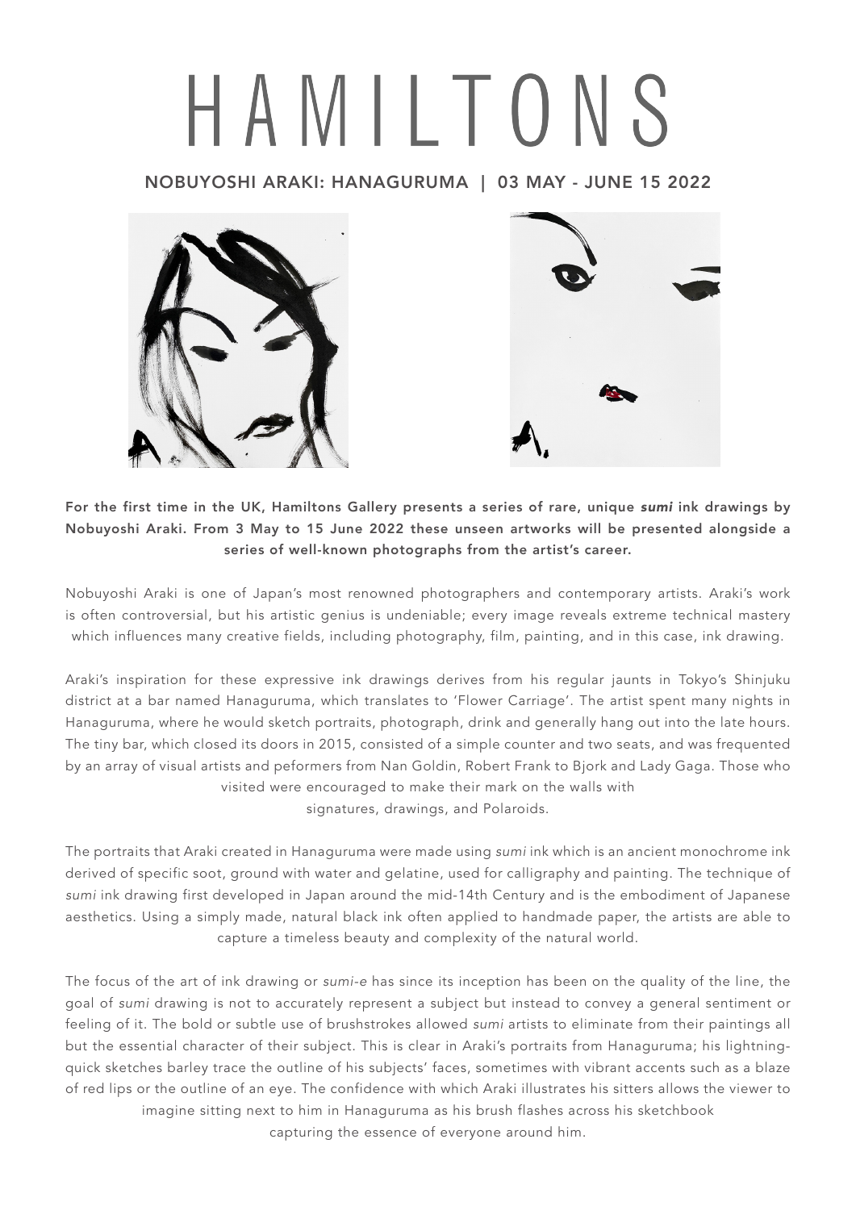# HAMILTONS

## NOBUYOSHI ARAKI: HANAGURUMA | 03 MAY - JUNE 15 2022

**For the first time in the UK, Hamiltons Gallery presents a series of rare, unique *sumi* ink drawings by Nobuyoshi Araki. From 3 May to 15 June 2022 these unseen artworks will be presented alongside a series of well-known photographs from the artist's career.**

Nobuyoshi Araki is one of Japan's most renowned photographers and contemporary artists. Araki's work is often controversial, but his artistic genius is undeniable; every image reveals extreme technical mastery which influences many creative fields, including photography, film, painting, and in this case, ink drawing.

Araki's inspiration for these expressive ink drawings derives from his regular jaunts in Tokyo's Shinjuku district at a bar named Hanaguruma, which translates to 'Flower Carriage'. The artist spent many nights in Hanaguruma, where he would sketch portraits, photograph, drink and generally hang out into the late hours. The tiny bar, which closed its doors in 2015, consisted of a simple counter and two seats, and was frequented by an array of visual artists and peformers from Nan Goldin, Robert Frank to Bjork and Lady Gaga. Those who visited were encouraged to make their mark on the walls with signatures, drawings, and Polaroids.

The portraits that Araki created in Hanaguruma were made using *sumi* ink which is an ancient monochrome ink derived of specific soot, ground with water and gelatine, used for calligraphy and painting. The technique of *sumi* ink drawing first developed in Japan around the mid-14th Century and is the embodiment of Japanese aesthetics. Using a simply made, natural black ink often applied to handmade paper, the artists are able to capture a timeless beauty and complexity of the natural world.

The focus of the art of ink drawing or *sumi-e* has since its inception has been on the quality of the line, the goal of *sumi* drawing is not to accurately represent a subject but instead to convey a general sentiment or feeling of it. The bold or subtle use of brushstrokes allowed *sumi* artists to eliminate from their paintings all but the essential character of their subject. This is clear in Araki's portraits from Hanaguruma; his lightning-quick sketches barley trace the outline of his subjects' faces, sometimes with vibrant accents such as a blaze of red lips or the outline of an eye. The confidence with which Araki illustrates his sitters allows the viewer to imagine sitting next to him in Hanaguruma as his brush flashes across his sketchbook capturing the essence of everyone around him.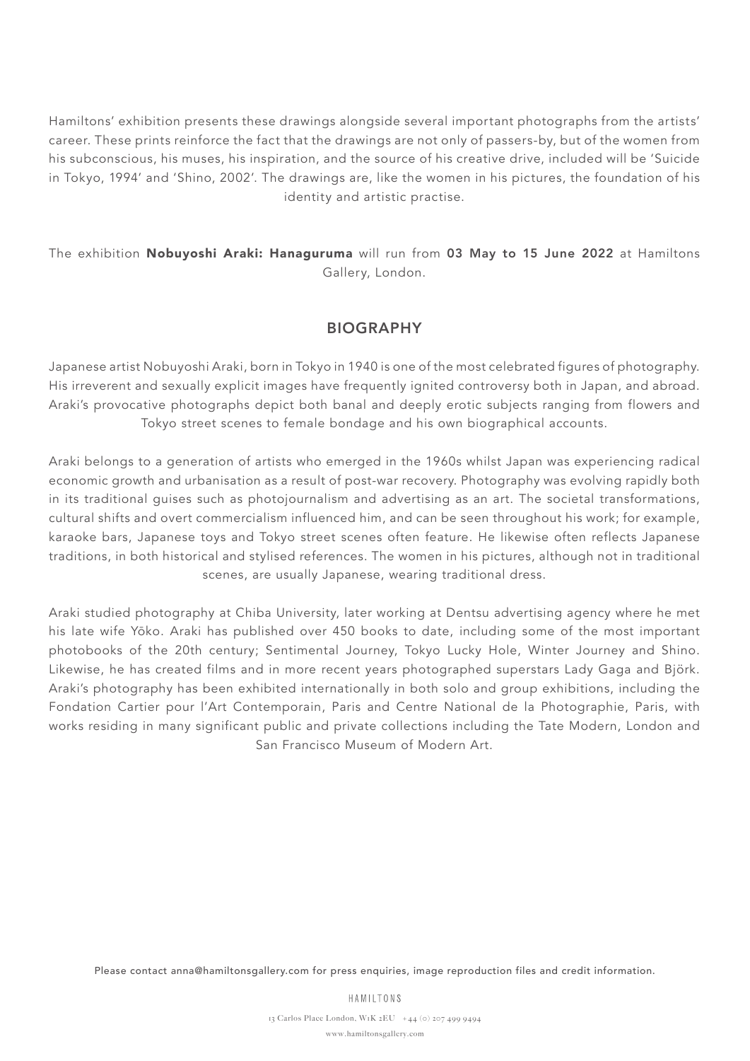Hamiltons' exhibition presents these drawings alongside several important photographs from the artists' career. These prints reinforce the fact that the drawings are not only of passers-by, but of the women from his subconscious, his muses, his inspiration, and the source of his creative drive, included will be 'Suicide in Tokyo, 1994' and 'Shino, 2002'. The drawings are, like the women in his pictures, the foundation of his identity and artistic practise.

The exhibition **Nobuyoshi Araki: Hanaguruma** will run from **03 May to 15 June 2022** at Hamiltons Gallery, London.

## BIOGRAPHY

Japanese artist Nobuyoshi Araki, born in Tokyo in 1940 is one of the most celebrated figures of photography. His irreverent and sexually explicit images have frequently ignited controversy both in Japan, and abroad. Araki's provocative photographs depict both banal and deeply erotic subjects ranging from flowers and Tokyo street scenes to female bondage and his own biographical accounts.

Araki belongs to a generation of artists who emerged in the 1960s whilst Japan was experiencing radical economic growth and urbanisation as a result of post-war recovery. Photography was evolving rapidly both in its traditional guises such as photojournalism and advertising as an art. The societal transformations, cultural shifts and overt commercialism influenced him, and can be seen throughout his work; for example, karaoke bars, Japanese toys and Tokyo street scenes often feature. He likewise often reflects Japanese traditions, in both historical and stylised references. The women in his pictures, although not in traditional scenes, are usually Japanese, wearing traditional dress.

Araki studied photography at Chiba University, later working at Dentsu advertising agency where he met his late wife Yōko. Araki has published over 450 books to date, including some of the most important photobooks of the 20th century; Sentimental Journey, Tokyo Lucky Hole, Winter Journey and Shino. Likewise, he has created films and in more recent years photographed superstars Lady Gaga and Björk. Araki's photography has been exhibited internationally in both solo and group exhibitions, including the Fondation Cartier pour l'Art Contemporain, Paris and Centre National de la Photographie, Paris, with works residing in many significant public and private collections including the Tate Modern, London and San Francisco Museum of Modern Art.

Please contact anna@hamiltonsgallery.com for press enquiries, image reproduction files and credit information.

HAMILTONS

13 Carlos Place London, W1K 2EU +44 (0) 207 499 9494

www.hamiltonsgallery.com